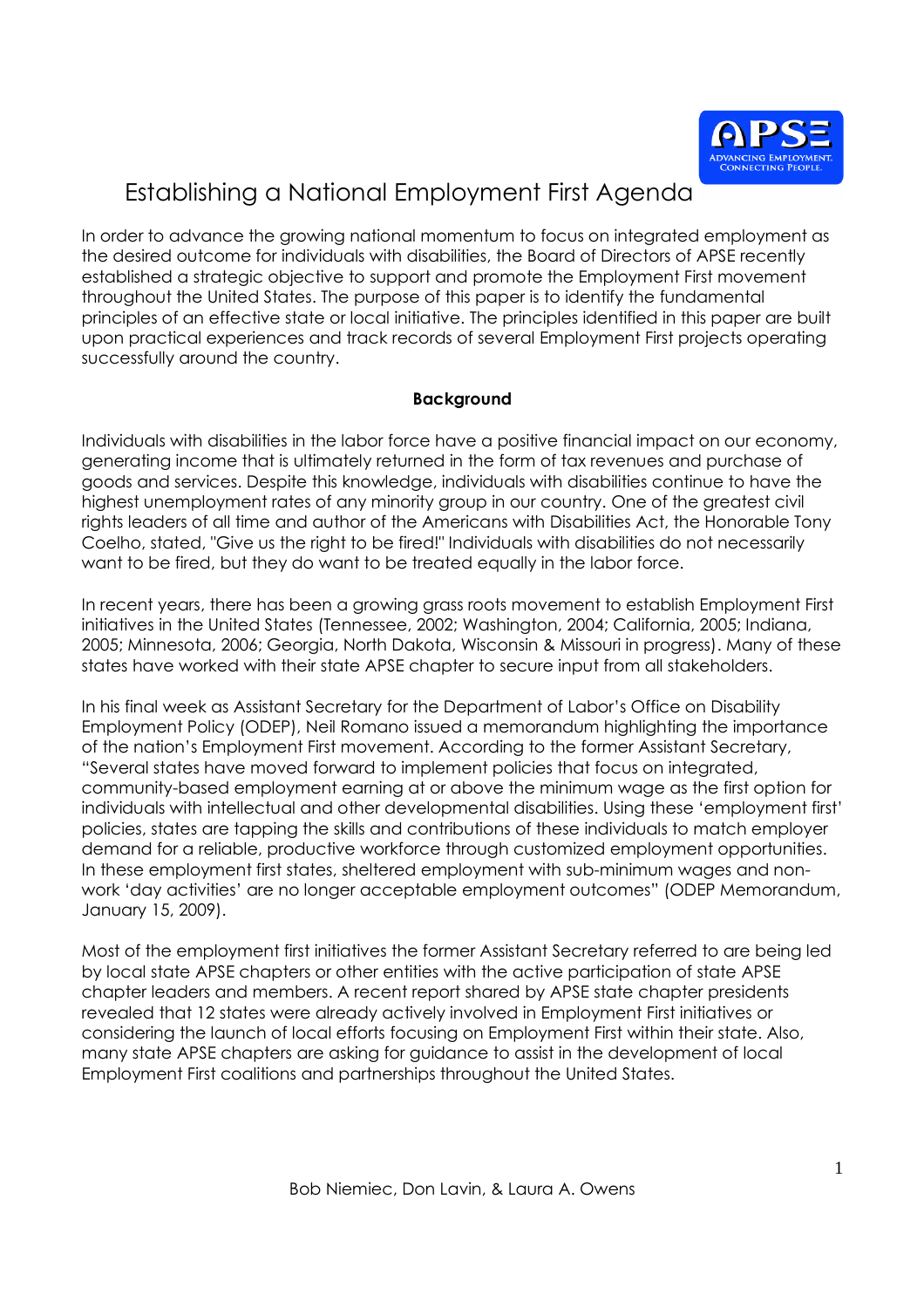# Establishing a National Employment First Agenda

In order to advance the growing national momentum to focus on integrated employment as the desired outcome for individuals with disabilities, the Board of Directors of APSE recently established a strategic objective to support and promote the Employment First movement throughout the United States. The purpose of this paper is to identify the fundamental principles of an effective state or local initiative. The principles identified in this paper are built upon practical experiences and track records of several Employment First projects operating successfully around the country.

## Background

Individuals with disabilities in the labor force have a positive financial impact on our economy, generating income that is ultimately returned in the form of tax revenues and purchase of goods and services. Despite this knowledge, individuals with disabilities continue to have the highest unemployment rates of any minority group in our country. One of the greatest civil rights leaders of all time and author of the Americans with Disabilities Act, the Honorable Tony Coelho, stated, "Give us the right to be fired!" Individuals with disabilities do not necessarily want to be fired, but they do want to be treated equally in the labor force.

In recent years, there has been a growing grass roots movement to establish Employment First initiatives in the United States (Tennessee, 2002; Washington, 2004; California, 2005; Indiana, 2005; Minnesota, 2006; Georgia, North Dakota, Wisconsin & Missouri in progress). Many of these states have worked with their state APSE chapter to secure input from all stakeholders.

In his final week as Assistant Secretary for the Department of Labor's Office on Disability Employment Policy (ODEP), Neil Romano issued a memorandum highlighting the importance of the nation's Employment First movement. According to the former Assistant Secretary, "Several states have moved forward to implement policies that focus on integrated, community-based employment earning at or above the minimum wage as the first option for individuals with intellectual and other developmental disabilities. Using these 'employment first' policies, states are tapping the skills and contributions of these individuals to match employer demand for a reliable, productive workforce through customized employment opportunities. In these employment first states, sheltered employment with sub-minimum wages and non-work 'day activities' are no longer acceptable employment outcomes" (ODEP Memorandum, January 15, 2009).

Most of the employment first initiatives the former Assistant Secretary referred to are being led by local state APSE chapters or other entities with the active participation of state APSE chapter leaders and members. A recent report shared by APSE state chapter presidents revealed that 12 states were already actively involved in Employment First initiatives or considering the launch of local efforts focusing on Employment First within their state. Also, many state APSE chapters are asking for guidance to assist in the development of local Employment First coalitions and partnerships throughout the United States.

Bob Niemiec, Don Lavin, & Laura A. Owens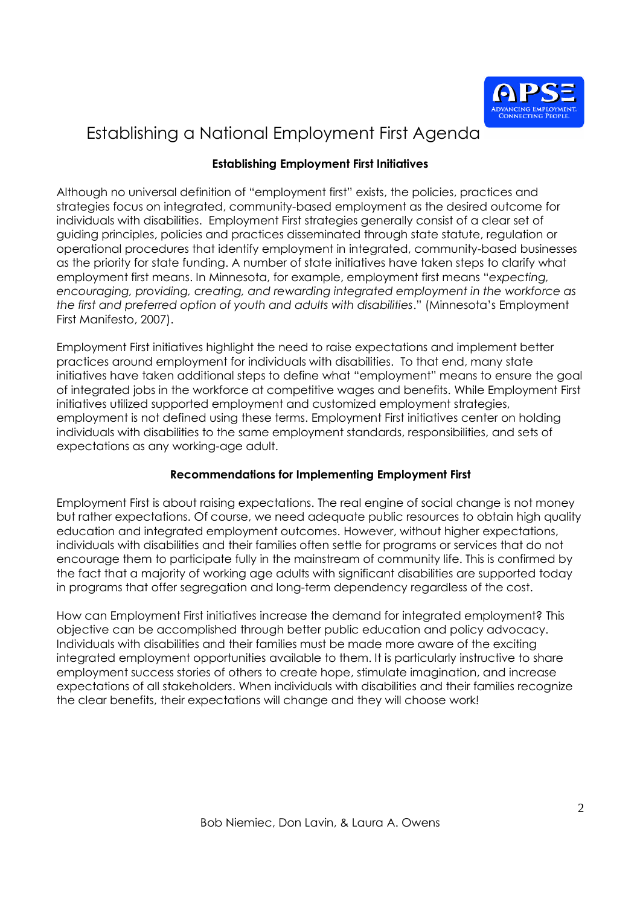# Establishing a National Employment First Agenda

### Establishing Employment First Initiatives

Although no universal definition of "employment first" exists, the policies, practices and strategies focus on integrated, community-based employment as the desired outcome for individuals with disabilities. Employment First strategies generally consist of a clear set of guiding principles, policies and practices disseminated through state statute, regulation or operational procedures that identify employment in integrated, community-based businesses as the priority for state funding. A number of state initiatives have taken steps to clarify what employment first means. In Minnesota, for example, employment first means "*expecting, encouraging, providing, creating, and rewarding integrated employment in the workforce as the first and preferred option of youth and adults with disabilities*." (Minnesota's Employment First Manifesto, 2007).

Employment First initiatives highlight the need to raise expectations and implement better practices around employment for individuals with disabilities. To that end, many state initiatives have taken additional steps to define what "employment" means to ensure the goal of integrated jobs in the workforce at competitive wages and benefits. While Employment First initiatives utilized supported employment and customized employment strategies, employment is not defined using these terms. Employment First initiatives center on holding individuals with disabilities to the same employment standards, responsibilities, and sets of expectations as any working-age adult.

### Recommendations for Implementing Employment First

Employment First is about raising expectations. The real engine of social change is not money but rather expectations. Of course, we need adequate public resources to obtain high quality education and integrated employment outcomes. However, without higher expectations, individuals with disabilities and their families often settle for programs or services that do not encourage them to participate fully in the mainstream of community life. This is confirmed by the fact that a majority of working age adults with significant disabilities are supported today in programs that offer segregation and long-term dependency regardless of the cost.

How can Employment First initiatives increase the demand for integrated employment? This objective can be accomplished through better public education and policy advocacy. Individuals with disabilities and their families must be made more aware of the exciting integrated employment opportunities available to them. It is particularly instructive to share employment success stories of others to create hope, stimulate imagination, and increase expectations of all stakeholders. When individuals with disabilities and their families recognize the clear benefits, their expectations will change and they will choose work!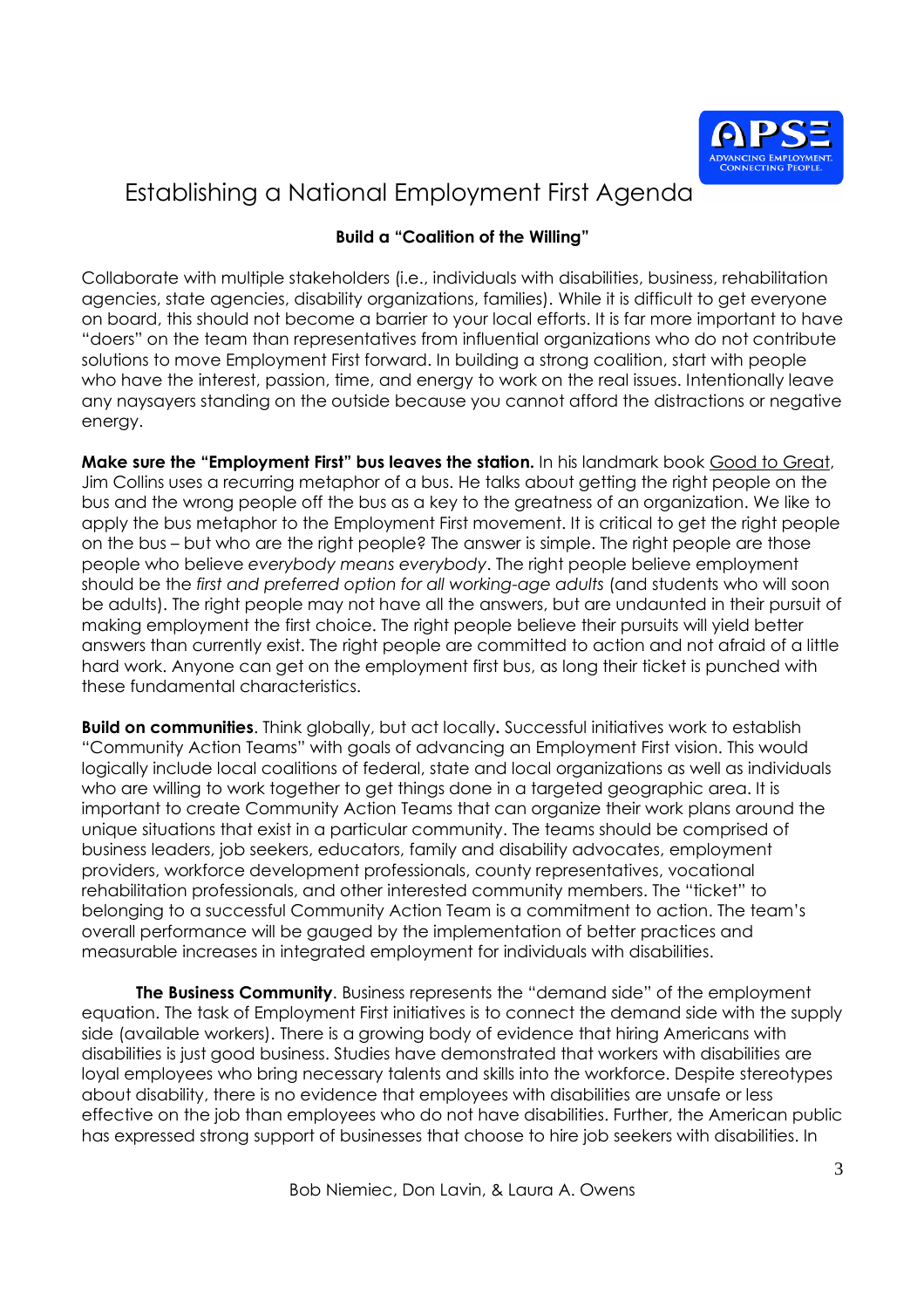# Establishing a National Employment First Agenda

**Build a "Coalition of the Willing"**

Collaborate with multiple stakeholders (i.e., individuals with disabilities, business, rehabilitation agencies, state agencies, disability organizations, families). While it is difficult to get everyone on board, this should not become a barrier to your local efforts. It is far more important to have "doers" on the team than representatives from influential organizations who do not contribute solutions to move Employment First forward. In building a strong coalition, start with people who have the interest, passion, time, and energy to work on the real issues. Intentionally leave any naysayers standing on the outside because you cannot afford the distractions or negative energy.

**Make sure the "Employment First" bus leaves the station.** In his landmark book Good to Great, Jim Collins uses a recurring metaphor of a bus. He talks about getting the right people on the bus and the wrong people off the bus as a key to the greatness of an organization. We like to apply the bus metaphor to the Employment First movement. It is critical to get the right people on the bus – but who are the right people? The answer is simple. The right people are those people who believe *everybody means everybody*. The right people believe employment should be the *first and preferred option for all working-age adults* (and students who will soon be adults). The right people may not have all the answers, but are undaunted in their pursuit of making employment the first choice. The right people believe their pursuits will yield better answers than currently exist. The right people are committed to action and not afraid of a little hard work. Anyone can get on the employment first bus, as long their ticket is punched with these fundamental characteristics.

**Build on communities**. Think globally, but act locally**.** Successful initiatives work to establish "Community Action Teams" with goals of advancing an Employment First vision. This would logically include local coalitions of federal, state and local organizations as well as individuals who are willing to work together to get things done in a targeted geographic area. It is important to create Community Action Teams that can organize their work plans around the unique situations that exist in a particular community. The teams should be comprised of business leaders, job seekers, educators, family and disability advocates, employment providers, workforce development professionals, county representatives, vocational rehabilitation professionals, and other interested community members. The "ticket" to belonging to a successful Community Action Team is a commitment to action. The team's overall performance will be gauged by the implementation of better practices and measurable increases in integrated employment for individuals with disabilities.

**The Business Community**. Business represents the "demand side" of the employment equation. The task of Employment First initiatives is to connect the demand side with the supply side (available workers). There is a growing body of evidence that hiring Americans with disabilities is just good business. Studies have demonstrated that workers with disabilities are loyal employees who bring necessary talents and skills into the workforce. Despite stereotypes about disability, there is no evidence that employees with disabilities are unsafe or less effective on the job than employees who do not have disabilities. Further, the American public has expressed strong support of businesses that choose to hire job seekers with disabilities. In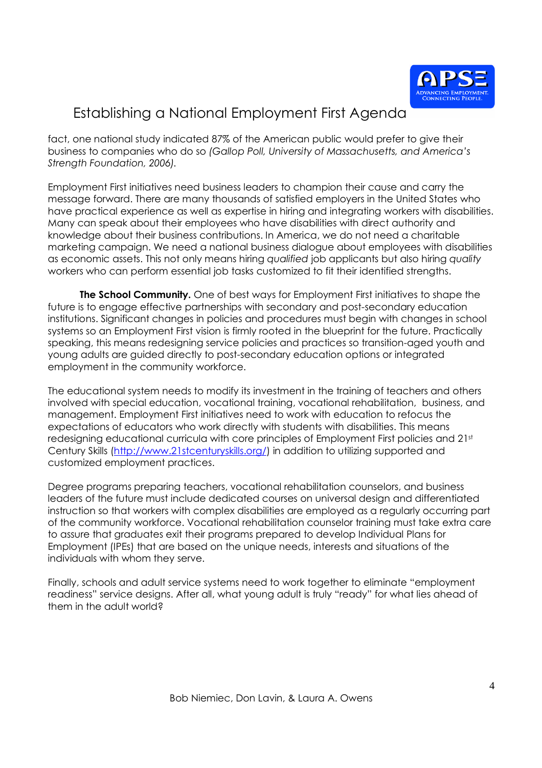fact, one national study indicated 87% of the American public would prefer to give their business to companies who do so *(Gallop Poll, University of Massachusetts, and America's Strength Foundation, 2006)*.

Employment First initiatives need business leaders to champion their cause and carry the message forward. There are many thousands of satisfied employers in the United States who have practical experience as well as expertise in hiring and integrating workers with disabilities. Many can speak about their employees who have disabilities with direct authority and knowledge about their business contributions. In America, we do not need a charitable marketing campaign. We need a national business dialogue about employees with disabilities as economic assets. This not only means hiring *qualified* job applicants but also hiring *quality* workers who can perform essential job tasks customized to fit their identified strengths.

**The School Community.** One of best ways for Employment First initiatives to shape the future is to engage effective partnerships with secondary and post-secondary education institutions. Significant changes in policies and procedures must begin with changes in school systems so an Employment First vision is firmly rooted in the blueprint for the future. Practically speaking, this means redesigning service policies and practices so transition-aged youth and young adults are guided directly to post-secondary education options or integrated employment in the community workforce.

The educational system needs to modify its investment in the training of teachers and others involved with special education, vocational training, vocational rehabilitation, business, and management. Employment First initiatives need to work with education to refocus the expectations of educators who work directly with students with disabilities. This means redesigning educational curricula with core principles of Employment First policies and 21st Century Skills (http://www.21stcenturyskills.org/) in addition to utilizing supported and customized employment practices.

Degree programs preparing teachers, vocational rehabilitation counselors, and business leaders of the future must include dedicated courses on universal design and differentiated instruction so that workers with complex disabilities are employed as a regularly occurring part of the community workforce. Vocational rehabilitation counselor training must take extra care to assure that graduates exit their programs prepared to develop Individual Plans for Employment (IPEs) that are based on the unique needs, interests and situations of the individuals with whom they serve.

Finally, schools and adult service systems need to work together to eliminate "employment readiness" service designs. After all, what young adult is truly "ready" for what lies ahead of them in the adult world?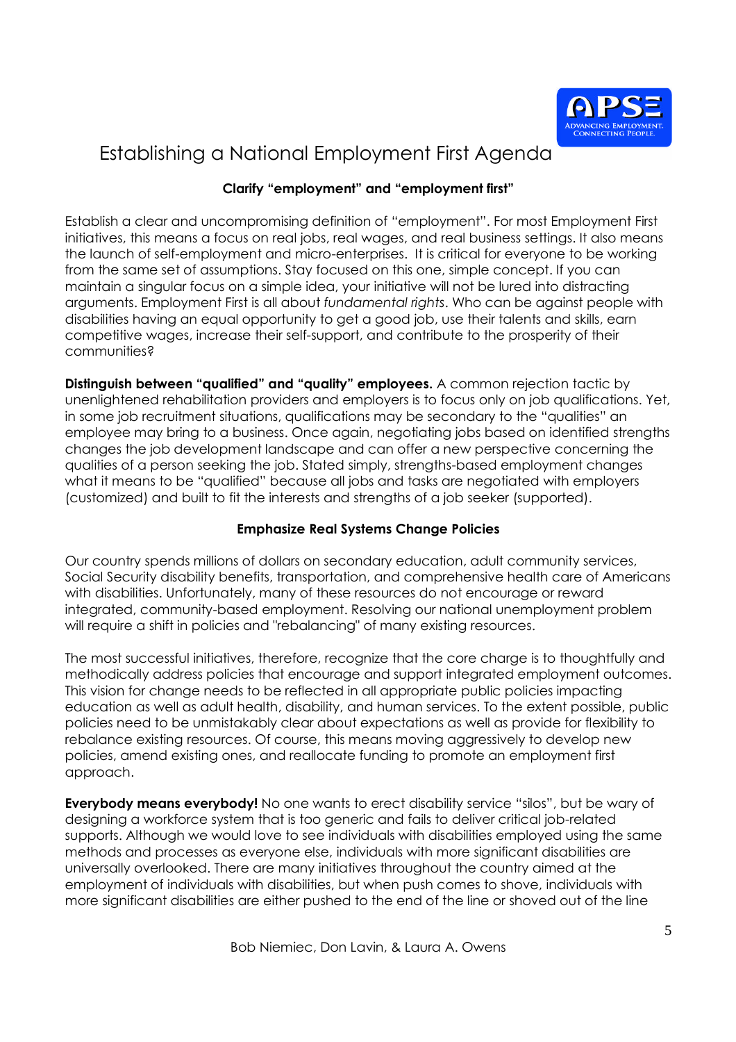## Clarify "employment" and "employment first"

Establish a clear and uncompromising definition of "employment". For most Employment First initiatives, this means a focus on real jobs, real wages, and real business settings. It also means the launch of self-employment and micro-enterprises. It is critical for everyone to be working from the same set of assumptions. Stay focused on this one, simple concept. If you can maintain a singular focus on a simple idea, your initiative will not be lured into distracting arguments. Employment First is all about *fundamental rights*. Who can be against people with disabilities having an equal opportunity to get a good job, use their talents and skills, earn competitive wages, increase their self-support, and contribute to the prosperity of their communities?

**Distinguish between "qualified" and "quality" employees.** A common rejection tactic by unenlightened rehabilitation providers and employers is to focus only on job qualifications. Yet, in some job recruitment situations, qualifications may be secondary to the "qualities" an employee may bring to a business. Once again, negotiating jobs based on identified strengths changes the job development landscape and can offer a new perspective concerning the qualities of a person seeking the job. Stated simply, strengths-based employment changes what it means to be "qualified" because all jobs and tasks are negotiated with employers (customized) and built to fit the interests and strengths of a job seeker (supported).

## Emphasize Real Systems Change Policies

Our country spends millions of dollars on secondary education, adult community services, Social Security disability benefits, transportation, and comprehensive health care of Americans with disabilities. Unfortunately, many of these resources do not encourage or reward integrated, community-based employment. Resolving our national unemployment problem will require a shift in policies and "rebalancing" of many existing resources.

The most successful initiatives, therefore, recognize that the core charge is to thoughtfully and methodically address policies that encourage and support integrated employment outcomes. This vision for change needs to be reflected in all appropriate public policies impacting education as well as adult health, disability, and human services. To the extent possible, public policies need to be unmistakably clear about expectations as well as provide for flexibility to rebalance existing resources. Of course, this means moving aggressively to develop new policies, amend existing ones, and reallocate funding to promote an employment first approach.

**Everybody means everybody!** No one wants to erect disability service "silos", but be wary of designing a workforce system that is too generic and fails to deliver critical job-related supports. Although we would love to see individuals with disabilities employed using the same methods and processes as everyone else, individuals with more significant disabilities are universally overlooked. There are many initiatives throughout the country aimed at the employment of individuals with disabilities, but when push comes to shove, individuals with more significant disabilities are either pushed to the end of the line or shoved out of the line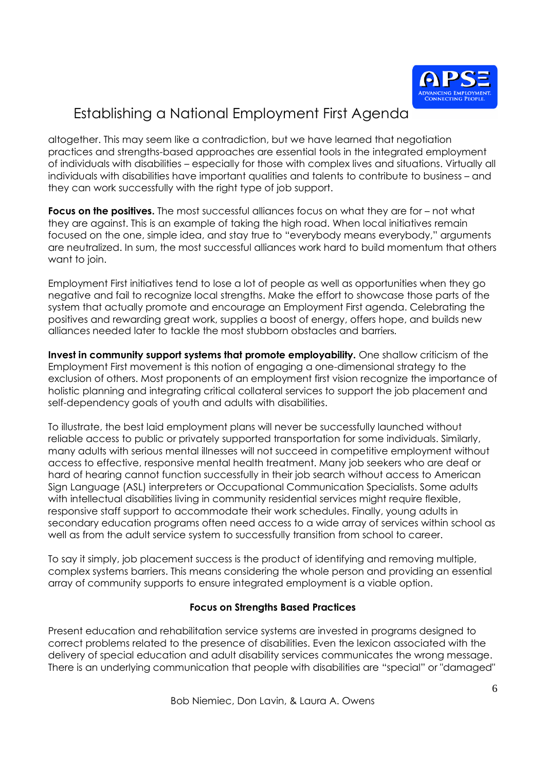altogether. This may seem like a contradiction, but we have learned that negotiation practices and strengths-based approaches are essential tools in the integrated employment of individuals with disabilities – especially for those with complex lives and situations. Virtually all individuals with disabilities have important qualities and talents to contribute to business – and they can work successfully with the right type of job support.

**Focus on the positives.** The most successful alliances focus on what they are for – not what they are against. This is an example of taking the high road. When local initiatives remain focused on the one, simple idea, and stay true to "everybody means everybody," arguments are neutralized. In sum, the most successful alliances work hard to build momentum that others want to join.

Employment First initiatives tend to lose a lot of people as well as opportunities when they go negative and fail to recognize local strengths. Make the effort to showcase those parts of the system that actually promote and encourage an Employment First agenda. Celebrating the positives and rewarding great work, supplies a boost of energy, offers hope, and builds new alliances needed later to tackle the most stubborn obstacles and barriers.

**Invest in community support systems that promote employability.** One shallow criticism of the Employment First movement is this notion of engaging a one-dimensional strategy to the exclusion of others. Most proponents of an employment first vision recognize the importance of holistic planning and integrating critical collateral services to support the job placement and self-dependency goals of youth and adults with disabilities.

To illustrate, the best laid employment plans will never be successfully launched without reliable access to public or privately supported transportation for some individuals. Similarly, many adults with serious mental illnesses will not succeed in competitive employment without access to effective, responsive mental health treatment. Many job seekers who are deaf or hard of hearing cannot function successfully in their job search without access to American Sign Language (ASL) interpreters or Occupational Communication Specialists. Some adults with intellectual disabilities living in community residential services might require flexible, responsive staff support to accommodate their work schedules. Finally, young adults in secondary education programs often need access to a wide array of services within school as well as from the adult service system to successfully transition from school to career.

To say it simply, job placement success is the product of identifying and removing multiple, complex systems barriers. This means considering the whole person and providing an essential array of community supports to ensure integrated employment is a viable option.

## Focus on Strengths Based Practices

Present education and rehabilitation service systems are invested in programs designed to correct problems related to the presence of disabilities. Even the lexicon associated with the delivery of special education and adult disability services communicates the wrong message. There is an underlying communication that people with disabilities are "special" or "damaged"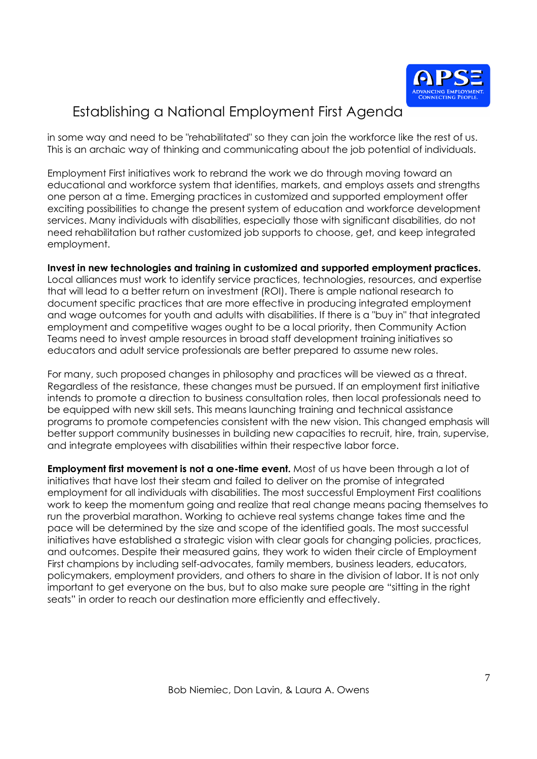in some way and need to be "rehabilitated" so they can join the workforce like the rest of us. This is an archaic way of thinking and communicating about the job potential of individuals.

Employment First initiatives work to rebrand the work we do through moving toward an educational and workforce system that identifies, markets, and employs assets and strengths one person at a time. Emerging practices in customized and supported employment offer exciting possibilities to change the present system of education and workforce development services. Many individuals with disabilities, especially those with significant disabilities, do not need rehabilitation but rather customized job supports to choose, get, and keep integrated employment.

**Invest in new technologies and training in customized and supported employment practices.** Local alliances must work to identify service practices, technologies, resources, and expertise that will lead to a better return on investment (ROI). There is ample national research to document specific practices that are more effective in producing integrated employment and wage outcomes for youth and adults with disabilities. If there is a "buy in" that integrated employment and competitive wages ought to be a local priority, then Community Action Teams need to invest ample resources in broad staff development training initiatives so educators and adult service professionals are better prepared to assume new roles.

For many, such proposed changes in philosophy and practices will be viewed as a threat. Regardless of the resistance, these changes must be pursued. If an employment first initiative intends to promote a direction to business consultation roles, then local professionals need to be equipped with new skill sets. This means launching training and technical assistance programs to promote competencies consistent with the new vision. This changed emphasis will better support community businesses in building new capacities to recruit, hire, train, supervise, and integrate employees with disabilities within their respective labor force.

**Employment first movement is not a one-time event.** Most of us have been through a lot of initiatives that have lost their steam and failed to deliver on the promise of integrated employment for all individuals with disabilities. The most successful Employment First coalitions work to keep the momentum going and realize that real change means pacing themselves to run the proverbial marathon. Working to achieve real systems change takes time and the pace will be determined by the size and scope of the identified goals. The most successful initiatives have established a strategic vision with clear goals for changing policies, practices, and outcomes. Despite their measured gains, they work to widen their circle of Employment First champions by including self-advocates, family members, business leaders, educators, policymakers, employment providers, and others to share in the division of labor. It is not only important to get everyone on the bus, but to also make sure people are "sitting in the right seats" in order to reach our destination more efficiently and effectively.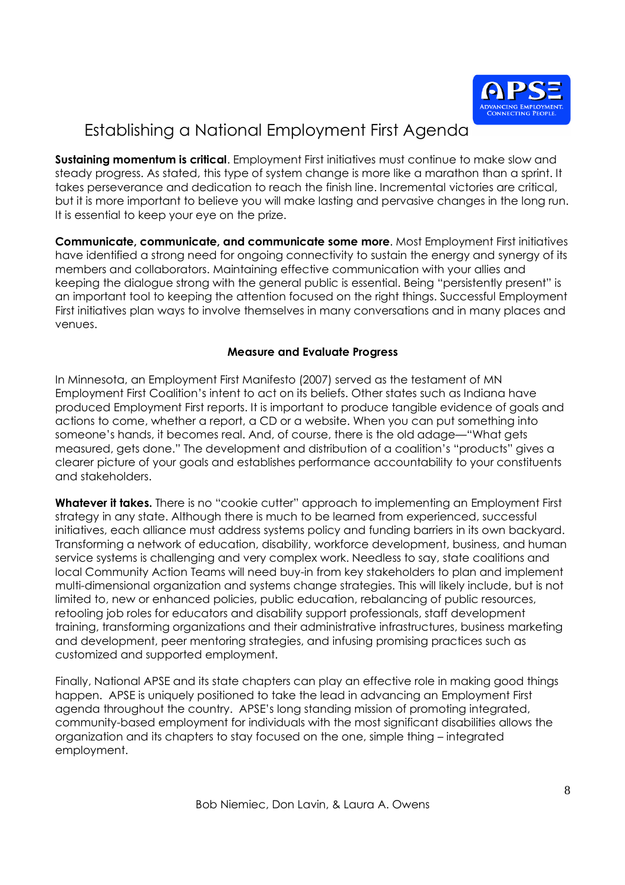**Sustaining momentum is critical**. Employment First initiatives must continue to make slow and steady progress. As stated, this type of system change is more like a marathon than a sprint. It takes perseverance and dedication to reach the finish line. Incremental victories are critical, but it is more important to believe you will make lasting and pervasive changes in the long run. It is essential to keep your eye on the prize.

**Communicate, communicate, and communicate some more**. Most Employment First initiatives have identified a strong need for ongoing connectivity to sustain the energy and synergy of its members and collaborators. Maintaining effective communication with your allies and keeping the dialogue strong with the general public is essential. Being "persistently present" is an important tool to keeping the attention focused on the right things. Successful Employment First initiatives plan ways to involve themselves in many conversations and in many places and venues.

### Measure and Evaluate Progress

In Minnesota, an Employment First Manifesto (2007) served as the testament of MN Employment First Coalition's intent to act on its beliefs. Other states such as Indiana have produced Employment First reports. It is important to produce tangible evidence of goals and actions to come, whether a report, a CD or a website. When you can put something into someone's hands, it becomes real. And, of course, there is the old adage—"What gets measured, gets done." The development and distribution of a coalition's "products" gives a clearer picture of your goals and establishes performance accountability to your constituents and stakeholders.

**Whatever it takes.** There is no "cookie cutter" approach to implementing an Employment First strategy in any state. Although there is much to be learned from experienced, successful initiatives, each alliance must address systems policy and funding barriers in its own backyard. Transforming a network of education, disability, workforce development, business, and human service systems is challenging and very complex work. Needless to say, state coalitions and local Community Action Teams will need buy-in from key stakeholders to plan and implement multi-dimensional organization and systems change strategies. This will likely include, but is not limited to, new or enhanced policies, public education, rebalancing of public resources, retooling job roles for educators and disability support professionals, staff development training, transforming organizations and their administrative infrastructures, business marketing and development, peer mentoring strategies, and infusing promising practices such as customized and supported employment.

Finally, National APSE and its state chapters can play an effective role in making good things happen. APSE is uniquely positioned to take the lead in advancing an Employment First agenda throughout the country. APSE's long standing mission of promoting integrated, community-based employment for individuals with the most significant disabilities allows the organization and its chapters to stay focused on the one, simple thing – integrated employment.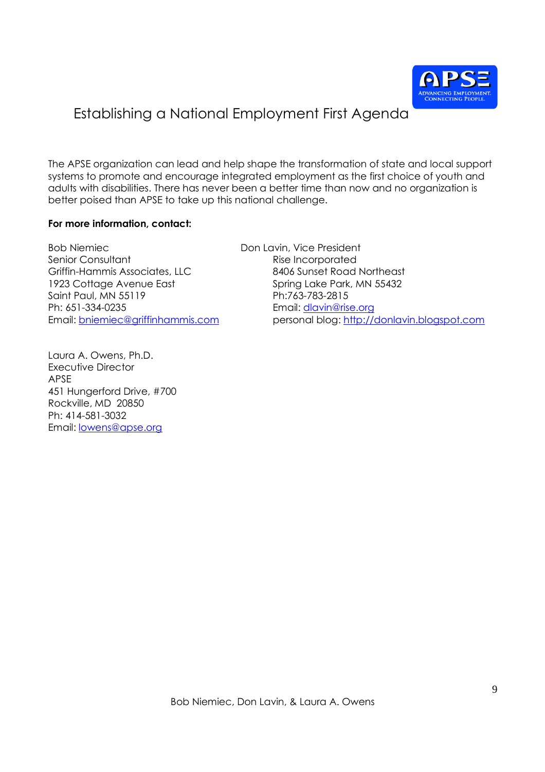# Establishing a National Employment First Agenda

The APSE organization can lead and help shape the transformation of state and local support systems to promote and encourage integrated employment as the first choice of youth and adults with disabilities. There has never been a better time than now and no organization is better poised than APSE to take up this national challenge.

**For more information, contact:**

Bob Niemiec
Senior Consultant
Griffin-Hammis Associates, LLC
1923 Cottage Avenue East
Saint Paul, MN 55119
Ph: 651-334-0235
Email: bniemiec@griffinhammis.com

Don Lavin, Vice President
Rise Incorporated
8406 Sunset Road Northeast
Spring Lake Park, MN 55432
Ph:763-783-2815
Email: dlavin@rise.org
personal blog: http://donlavin.blogspot.com

Laura A. Owens, Ph.D.
Executive Director
APSE
451 Hungerford Drive, #700
Rockville, MD 20850
Ph: 414-581-3032
Email: lowens@apse.org